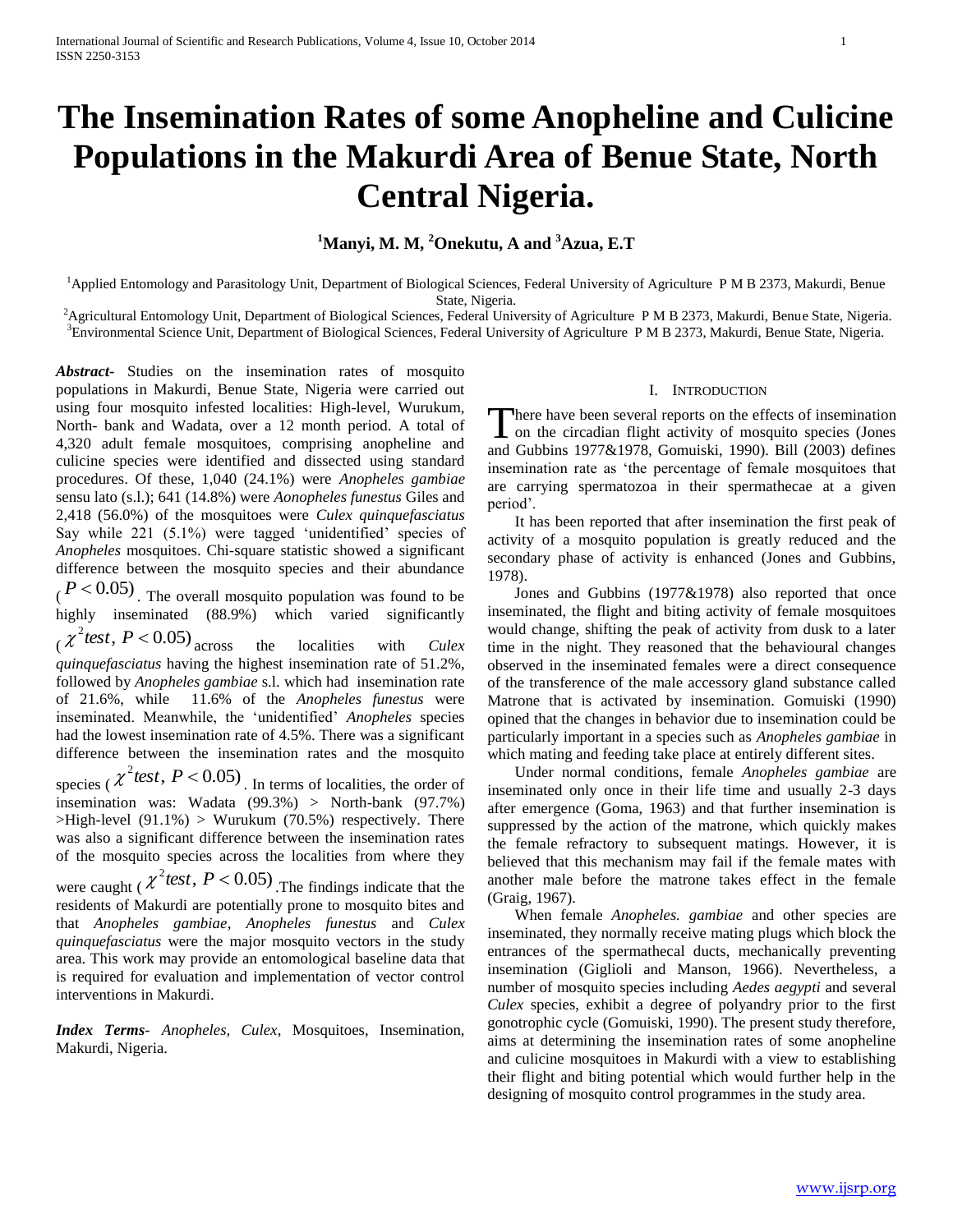# The Insemination Rates of some Anopheline and Culicine Populations in the Makurdi Area of Benue State, North Central Nigeria.

**[1]Manyi, M. M, [2]Onekutu, A and [3]Azua, E.T**

[1]Applied Entomology and Parasitology Unit, Department of Biological Sciences, Federal University of Agriculture P M B 2373, Makurdi, Benue State, Nigeria.
[2]Agricultural Entomology Unit, Department of Biological Sciences, Federal University of Agriculture P M B 2373, Makurdi, Benue State, Nigeria.
[3]Environmental Science Unit, Department of Biological Sciences, Federal University of Agriculture P M B 2373, Makurdi, Benue State, Nigeria.

***Abstract***- Studies on the insemination rates of mosquito populations in Makurdi, Benue State, Nigeria were carried out using four mosquito infested localities: High-level, Wurukum, North- bank and Wadata, over a 12 month period. A total of 4,320 adult female mosquitoes, comprising anopheline and culicine species were identified and dissected using standard procedures. Of these, 1,040 (24.1%) were *Anopheles gambiae* sensu lato (s.l.); 641 (14.8%) were *Aonopheles funestus* Giles and 2,418 (56.0%) of the mosquitoes were *Culex quinquefasciatus* Say while 221 (5.1%) were tagged 'unidentified' species of *Anopheles* mosquitoes. Chi-square statistic showed a significant difference between the mosquito species and their abundance ($P < 0.05$). The overall mosquito population was found to be highly inseminated (88.9%) which varied significantly ($\chi^2 test,\ P < 0.05$) across the localities with *Culex quinquefasciatus* having the highest insemination rate of 51.2%, followed by *Anopheles gambiae* s.l. which had insemination rate of 21.6%, while 11.6% of the *Anopheles funestus* were inseminated. Meanwhile, the 'unidentified' *Anopheles* species had the lowest insemination rate of 4.5%. There was a significant difference between the insemination rates and the mosquito species ($\chi^2 test,\ P < 0.05$). In terms of localities, the order of insemination was: Wadata (99.3%) > North-bank (97.7%) >High-level (91.1%) > Wurukum (70.5%) respectively. There was also a significant difference between the insemination rates of the mosquito species across the localities from where they were caught ($\chi^2 test,\ P < 0.05$).The findings indicate that the residents of Makurdi are potentially prone to mosquito bites and that *Anopheles gambiae*, *Anopheles funestus* and *Culex quinquefasciatus* were the major mosquito vectors in the study area. This work may provide an entomological baseline data that is required for evaluation and implementation of vector control interventions in Makurdi.

***Index Terms***- *Anopheles*, *Culex*, Mosquitoes, Insemination, Makurdi, Nigeria.

## I. Introduction

There have been several reports on the effects of insemination on the circadian flight activity of mosquito species (Jones and Gubbins 1977&1978, Gomuiski, 1990). Bill (2003) defines insemination rate as 'the percentage of female mosquitoes that are carrying spermatozoa in their spermathecae at a given period'.

It has been reported that after insemination the first peak of activity of a mosquito population is greatly reduced and the secondary phase of activity is enhanced (Jones and Gubbins, 1978).

Jones and Gubbins (1977&1978) also reported that once inseminated, the flight and biting activity of female mosquitoes would change, shifting the peak of activity from dusk to a later time in the night. They reasoned that the behavioural changes observed in the inseminated females were a direct consequence of the transference of the male accessory gland substance called Matrone that is activated by insemination. Gomuiski (1990) opined that the changes in behavior due to insemination could be particularly important in a species such as *Anopheles gambiae* in which mating and feeding take place at entirely different sites.

Under normal conditions, female *Anopheles gambiae* are inseminated only once in their life time and usually 2-3 days after emergence (Goma, 1963) and that further insemination is suppressed by the action of the matrone, which quickly makes the female refractory to subsequent matings. However, it is believed that this mechanism may fail if the female mates with another male before the matrone takes effect in the female (Graig, 1967).

When female *Anopheles. gambiae* and other species are inseminated, they normally receive mating plugs which block the entrances of the spermathecal ducts, mechanically preventing insemination (Giglioli and Manson, 1966). Nevertheless, a number of mosquito species including *Aedes aegypti* and several *Culex* species, exhibit a degree of polyandry prior to the first gonotrophic cycle (Gomuiski, 1990). The present study therefore, aims at determining the insemination rates of some anopheline and culicine mosquitoes in Makurdi with a view to establishing their flight and biting potential which would further help in the designing of mosquito control programmes in the study area.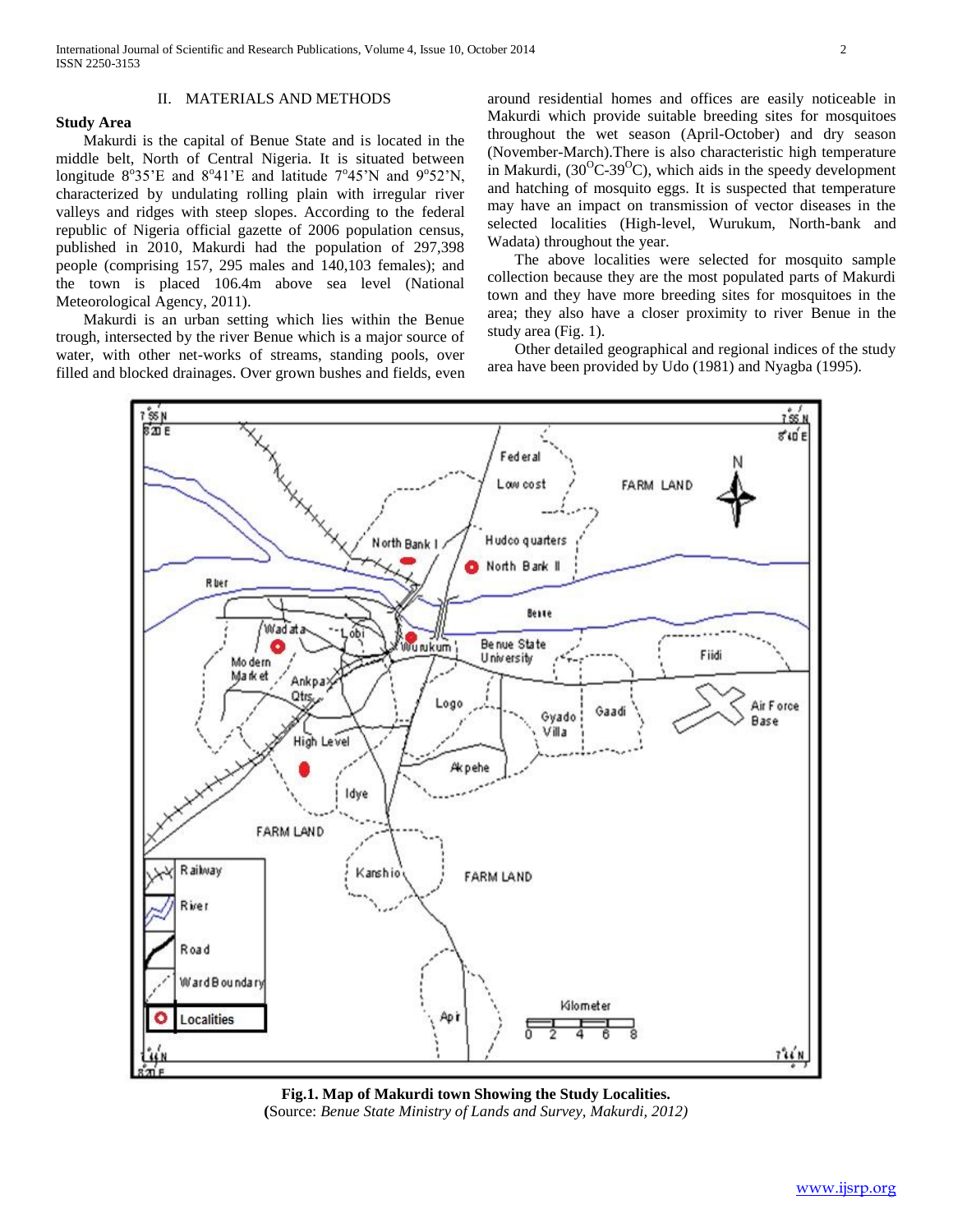## II. MATERIALS AND METHODS

### Study Area

Makurdi is the capital of Benue State and is located in the middle belt, North of Central Nigeria. It is situated between longitude 8°35'E and 8°41'E and latitude 7°45'N and 9°52'N, characterized by undulating rolling plain with irregular river valleys and ridges with steep slopes. According to the federal republic of Nigeria official gazette of 2006 population census, published in 2010, Makurdi had the population of 297,398 people (comprising 157, 295 males and 140,103 females); and the town is placed 106.4m above sea level (National Meteorological Agency, 2011).

Makurdi is an urban setting which lies within the Benue trough, intersected by the river Benue which is a major source of water, with other net-works of streams, standing pools, over filled and blocked drainages. Over grown bushes and fields, even around residential homes and offices are easily noticeable in Makurdi which provide suitable breeding sites for mosquitoes throughout the wet season (April-October) and dry season (November-March).There is also characteristic high temperature in Makurdi, ($30^{O}$C-$39^{O}$C), which aids in the speedy development and hatching of mosquito eggs. It is suspected that temperature may have an impact on transmission of vector diseases in the selected localities (High-level, Wurukum, North-bank and Wadata) throughout the year.

The above localities were selected for mosquito sample collection because they are the most populated parts of Makurdi town and they have more breeding sites for mosquitoes in the area; they also have a closer proximity to river Benue in the study area (Fig. 1).

Other detailed geographical and regional indices of the study area have been provided by Udo (1981) and Nyagba (1995).

**Fig.1. Map of Makurdi town Showing the Study Localities.**
**(**Source: *Benue State Ministry of Lands and Survey, Makurdi, 2012)*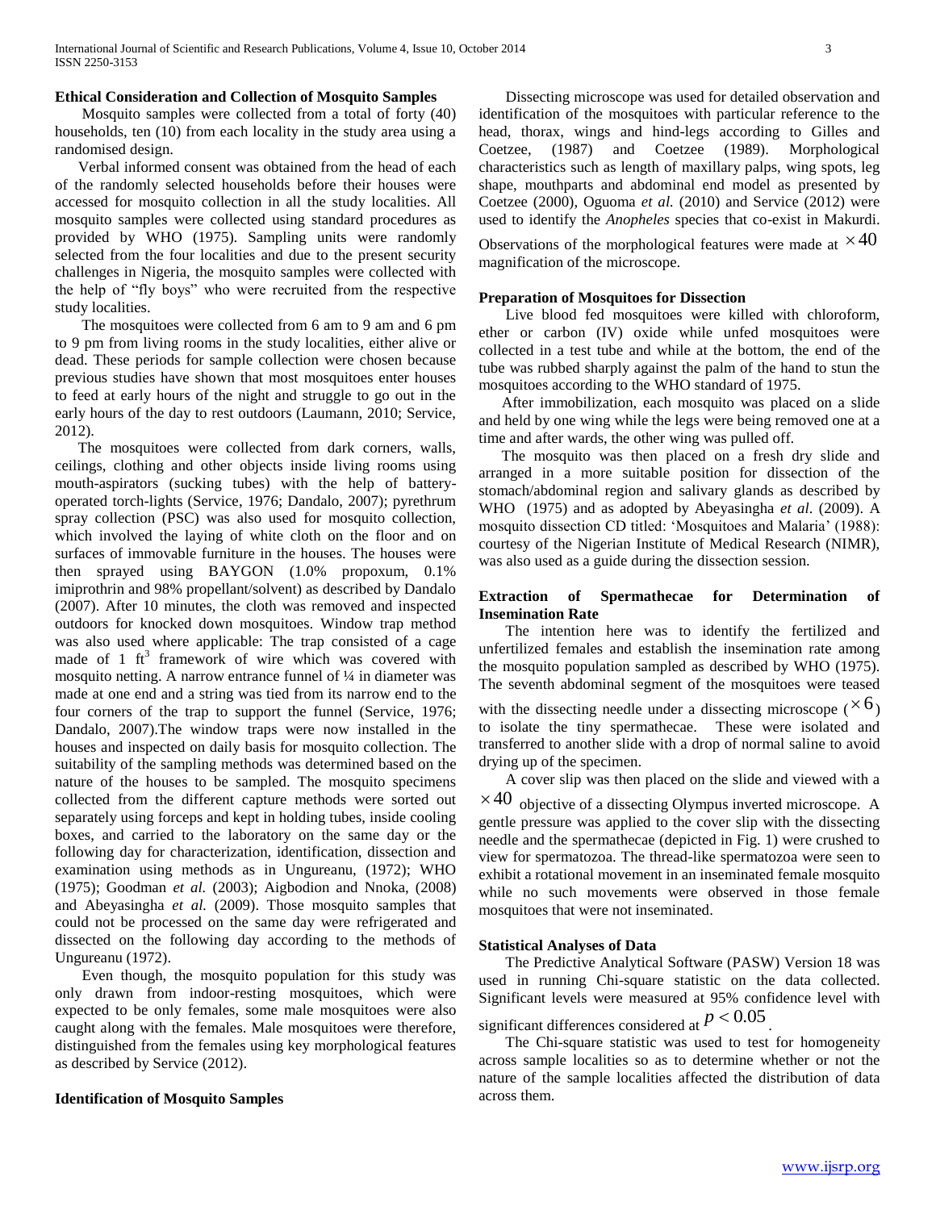**Ethical Consideration and Collection of Mosquito Samples**

Mosquito samples were collected from a total of forty (40) households, ten (10) from each locality in the study area using a randomised design.

Verbal informed consent was obtained from the head of each of the randomly selected households before their houses were accessed for mosquito collection in all the study localities. All mosquito samples were collected using standard procedures as provided by WHO (1975). Sampling units were randomly selected from the four localities and due to the present security challenges in Nigeria, the mosquito samples were collected with the help of "fly boys" who were recruited from the respective study localities.

The mosquitoes were collected from 6 am to 9 am and 6 pm to 9 pm from living rooms in the study localities, either alive or dead. These periods for sample collection were chosen because previous studies have shown that most mosquitoes enter houses to feed at early hours of the night and struggle to go out in the early hours of the day to rest outdoors (Laumann, 2010; Service, 2012).

The mosquitoes were collected from dark corners, walls, ceilings, clothing and other objects inside living rooms using mouth-aspirators (sucking tubes) with the help of battery-operated torch-lights (Service, 1976; Dandalo, 2007); pyrethrum spray collection (PSC) was also used for mosquito collection, which involved the laying of white cloth on the floor and on surfaces of immovable furniture in the houses. The houses were then sprayed using BAYGON (1.0% propoxum, 0.1% imiprothrin and 98% propellant/solvent) as described by Dandalo (2007). After 10 minutes, the cloth was removed and inspected outdoors for knocked down mosquitoes. Window trap method was also used where applicable: The trap consisted of a cage made of 1 $ft^3$ framework of wire which was covered with mosquito netting. A narrow entrance funnel of ¼ in diameter was made at one end and a string was tied from its narrow end to the four corners of the trap to support the funnel (Service, 1976; Dandalo, 2007).The window traps were now installed in the houses and inspected on daily basis for mosquito collection. The suitability of the sampling methods was determined based on the nature of the houses to be sampled. The mosquito specimens collected from the different capture methods were sorted out separately using forceps and kept in holding tubes, inside cooling boxes, and carried to the laboratory on the same day or the following day for characterization, identification, dissection and examination using methods as in Ungureanu, (1972); WHO (1975); Goodman *et al.* (2003); Aigbodion and Nnoka, (2008) and Abeyasingha *et al.* (2009). Those mosquito samples that could not be processed on the same day were refrigerated and dissected on the following day according to the methods of Ungureanu (1972).

Even though, the mosquito population for this study was only drawn from indoor-resting mosquitoes, which were expected to be only females, some male mosquitoes were also caught along with the females. Male mosquitoes were therefore, distinguished from the females using key morphological features as described by Service (2012).

**Identification of Mosquito Samples**

Dissecting microscope was used for detailed observation and identification of the mosquitoes with particular reference to the head, thorax, wings and hind-legs according to Gilles and Coetzee, (1987) and Coetzee (1989). Morphological characteristics such as length of maxillary palps, wing spots, leg shape, mouthparts and abdominal end model as presented by Coetzee (2000), Oguoma *et al.* (2010) and Service (2012) were used to identify the *Anopheles* species that co-exist in Makurdi. Observations of the morphological features were made at $\times 40$ magnification of the microscope.

**Preparation of Mosquitoes for Dissection**

Live blood fed mosquitoes were killed with chloroform, ether or carbon (IV) oxide while unfed mosquitoes were collected in a test tube and while at the bottom, the end of the tube was rubbed sharply against the palm of the hand to stun the mosquitoes according to the WHO standard of 1975.

After immobilization, each mosquito was placed on a slide and held by one wing while the legs were being removed one at a time and after wards, the other wing was pulled off.

The mosquito was then placed on a fresh dry slide and arranged in a more suitable position for dissection of the stomach/abdominal region and salivary glands as described by WHO (1975) and as adopted by Abeyasingha *et al*. (2009). A mosquito dissection CD titled: 'Mosquitoes and Malaria' (1988): courtesy of the Nigerian Institute of Medical Research (NIMR), was also used as a guide during the dissection session.

**Extraction of Spermathecae for Determination of Insemination Rate**

The intention here was to identify the fertilized and unfertilized females and establish the insemination rate among the mosquito population sampled as described by WHO (1975). The seventh abdominal segment of the mosquitoes were teased with the dissecting needle under a dissecting microscope ($\times 6$) to isolate the tiny spermathecae. These were isolated and transferred to another slide with a drop of normal saline to avoid drying up of the specimen.

A cover slip was then placed on the slide and viewed with a $\times 40$ objective of a dissecting Olympus inverted microscope. A gentle pressure was applied to the cover slip with the dissecting needle and the spermathecae (depicted in Fig. 1) were crushed to view for spermatozoa. The thread-like spermatozoa were seen to exhibit a rotational movement in an inseminated female mosquito while no such movements were observed in those female mosquitoes that were not inseminated.

**Statistical Analyses of Data**

The Predictive Analytical Software (PASW) Version 18 was used in running Chi-square statistic on the data collected. Significant levels were measured at 95% confidence level with significant differences considered at $p < 0.05$.

The Chi-square statistic was used to test for homogeneity across sample localities so as to determine whether or not the nature of the sample localities affected the distribution of data across them.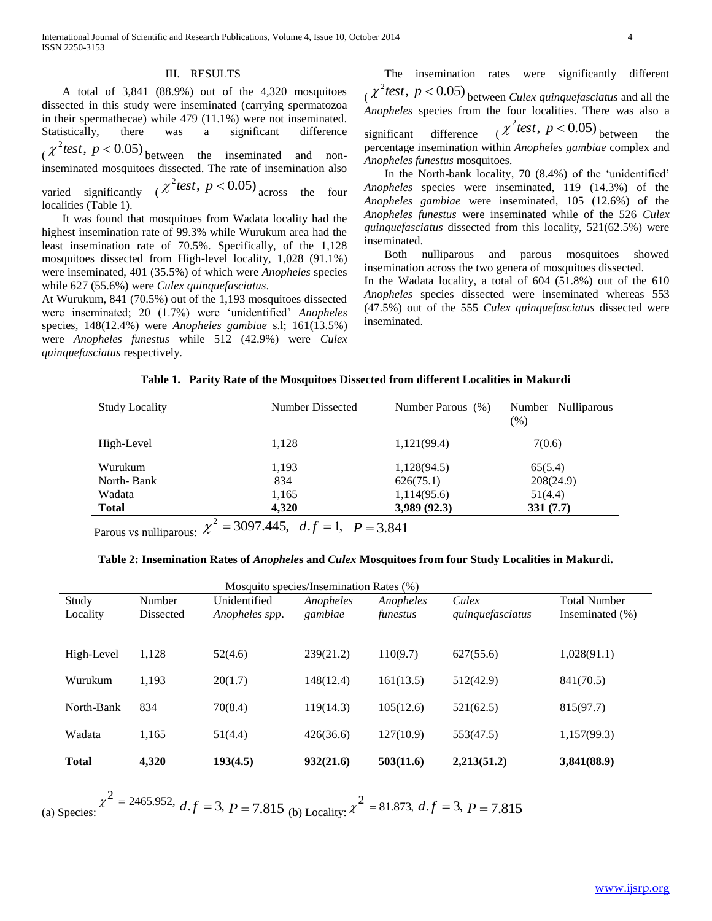## III. RESULTS

A total of 3,841 (88.9%) out of the 4,320 mosquitoes dissected in this study were inseminated (carrying spermatozoa in their spermathecae) while 479 (11.1%) were not inseminated. Statistically, there was a significant difference ($\chi^2 test,\ p < 0.05$) between the inseminated and non-inseminated mosquitoes dissected. The rate of insemination also varied significantly ($\chi^2 test,\ p < 0.05$) across the four localities (Table 1).

It was found that mosquitoes from Wadata locality had the highest insemination rate of 99.3% while Wurukum area had the least insemination rate of 70.5%. Specifically, of the 1,128 mosquitoes dissected from High-level locality, 1,028 (91.1%) were inseminated, 401 (35.5%) of which were *Anopheles* species while 627 (55.6%) were *Culex quinquefasciatus*.

At Wurukum, 841 (70.5%) out of the 1,193 mosquitoes dissected were inseminated; 20 (1.7%) were 'unidentified' *Anopheles* species, 148(12.4%) were *Anopheles gambiae* s.l; 161(13.5%) were *Anopheles funestus* while 512 (42.9%) were *Culex quinquefasciatus* respectively.

The insemination rates were significantly different ($\chi^2 test,\ p < 0.05$) between *Culex quinquefasciatus* and all the *Anopheles* species from the four localities. There was also a significant difference ($\chi^2 test,\ p < 0.05$) between the percentage insemination within *Anopheles gambiae* complex and *Anopheles funestus* mosquitoes.

In the North-bank locality, 70 (8.4%) of the 'unidentified' *Anopheles* species were inseminated, 119 (14.3%) of the *Anopheles gambiae* were inseminated, 105 (12.6%) of the *Anopheles funestus* were inseminated while of the 526 *Culex quinquefasciatus* dissected from this locality, 521(62.5%) were inseminated.

Both nulliparous and parous mosquitoes showed insemination across the two genera of mosquitoes dissected.

In the Wadata locality, a total of 604 (51.8%) out of the 610 *Anopheles* species dissected were inseminated whereas 553 (47.5%) out of the 555 *Culex quinquefasciatus* dissected were inseminated.

**Table 1. Parity Rate of the Mosquitoes Dissected from different Localities in Makurdi**

| Study Locality | Number Dissected | Number Parous (%) | Number Nulliparous (%) |
|---|---|---|---|
| High-Level | 1,128 | 1,121(99.4) | 7(0.6) |
| Wurukum | 1,193 | 1,128(94.5) | 65(5.4) |
| North- Bank | 834 | 626(75.1) | 208(24.9) |
| Wadata | 1,165 | 1,114(95.6) | 51(4.4) |
| **Total** | **4,320** | **3,989 (92.3)** | **331 (7.7)** |

Parous vs nulliparous: $\chi^2 = 3097.445,\ d.f = 1,\ P = 3.841$

**Table 2: Insemination Rates of *Anopheles* and *Culex* Mosquitoes from four Study Localities in Makurdi.**

| Study Locality | Number Dissected | Mosquito species/Insemination Rates (%): Unidentified *Anopheles spp.* | *Anopheles gambiae* | *Anopheles funestus* | *Culex quinquefasciatus* | Total Number Inseminated (%) |
|---|---|---|---|---|---|---|
| High-Level | 1,128 | 52(4.6) | 239(21.2) | 110(9.7) | 627(55.6) | 1,028(91.1) |
| Wurukum | 1,193 | 20(1.7) | 148(12.4) | 161(13.5) | 512(42.9) | 841(70.5) |
| North-Bank | 834 | 70(8.4) | 119(14.3) | 105(12.6) | 521(62.5) | 815(97.7) |
| Wadata | 1,165 | 51(4.4) | 426(36.6) | 127(10.9) | 553(47.5) | 1,157(99.3) |
| **Total** | **4,320** | **193(4.5)** | **932(21.6)** | **503(11.6)** | **2,213(51.2)** | **3,841(88.9)** |

(a) Species: $\chi^2 = 2465.952,\ d.f = 3,\ P = 7.815$ (b) Locality: $\chi^2 = 81.873,\ d.f = 3,\ P = 7.815$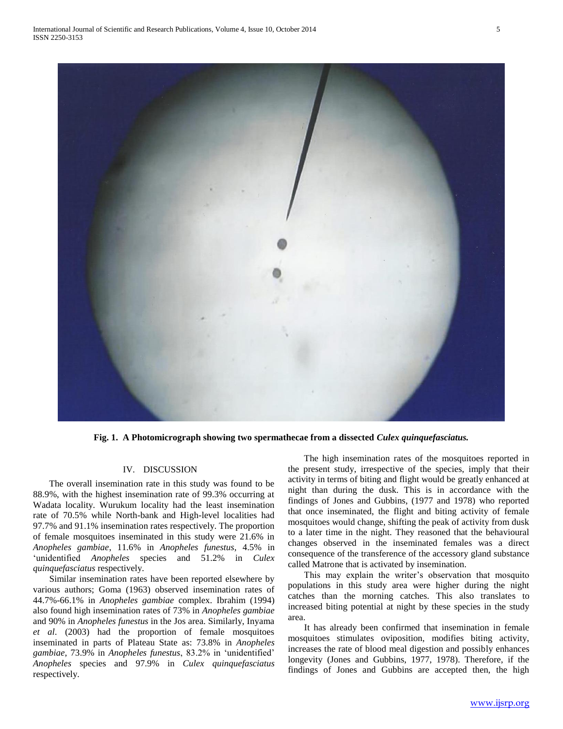**Fig. 1. A Photomicrograph showing two spermathecae from a dissected *Culex quinquefasciatus.***

## IV. DISCUSSION

The overall insemination rate in this study was found to be 88.9%, with the highest insemination rate of 99.3% occurring at Wadata locality. Wurukum locality had the least insemination rate of 70.5% while North-bank and High-level localities had 97.7% and 91.1% insemination rates respectively. The proportion of female mosquitoes inseminated in this study were 21.6% in *Anopheles gambiae*, 11.6% in *Anopheles funestus*, 4.5% in 'unidentified *Anopheles* species and 51.2% in *Culex quinquefasciatus* respectively.

Similar insemination rates have been reported elsewhere by various authors; Goma (1963) observed insemination rates of 44.7%-66.1% in *Anopheles gambiae* complex. Ibrahim (1994) also found high insemination rates of 73% in *Anopheles gambiae* and 90% in *Anopheles funestus* in the Jos area. Similarly, Inyama *et al*. (2003) had the proportion of female mosquitoes inseminated in parts of Plateau State as: 73.8% in *Anopheles gambiae*, 73.9% in *Anopheles funestus*, 83.2% in 'unidentified' *Anopheles* species and 97.9% in *Culex quinquefasciatus* respectively.

The high insemination rates of the mosquitoes reported in the present study, irrespective of the species, imply that their activity in terms of biting and flight would be greatly enhanced at night than during the dusk. This is in accordance with the findings of Jones and Gubbins, (1977 and 1978) who reported that once inseminated, the flight and biting activity of female mosquitoes would change, shifting the peak of activity from dusk to a later time in the night. They reasoned that the behavioural changes observed in the inseminated females was a direct consequence of the transference of the accessory gland substance called Matrone that is activated by insemination.

This may explain the writer's observation that mosquito populations in this study area were higher during the night catches than the morning catches. This also translates to increased biting potential at night by these species in the study area.

It has already been confirmed that insemination in female mosquitoes stimulates oviposition, modifies biting activity, increases the rate of blood meal digestion and possibly enhances longevity (Jones and Gubbins, 1977, 1978). Therefore, if the findings of Jones and Gubbins are accepted then, the high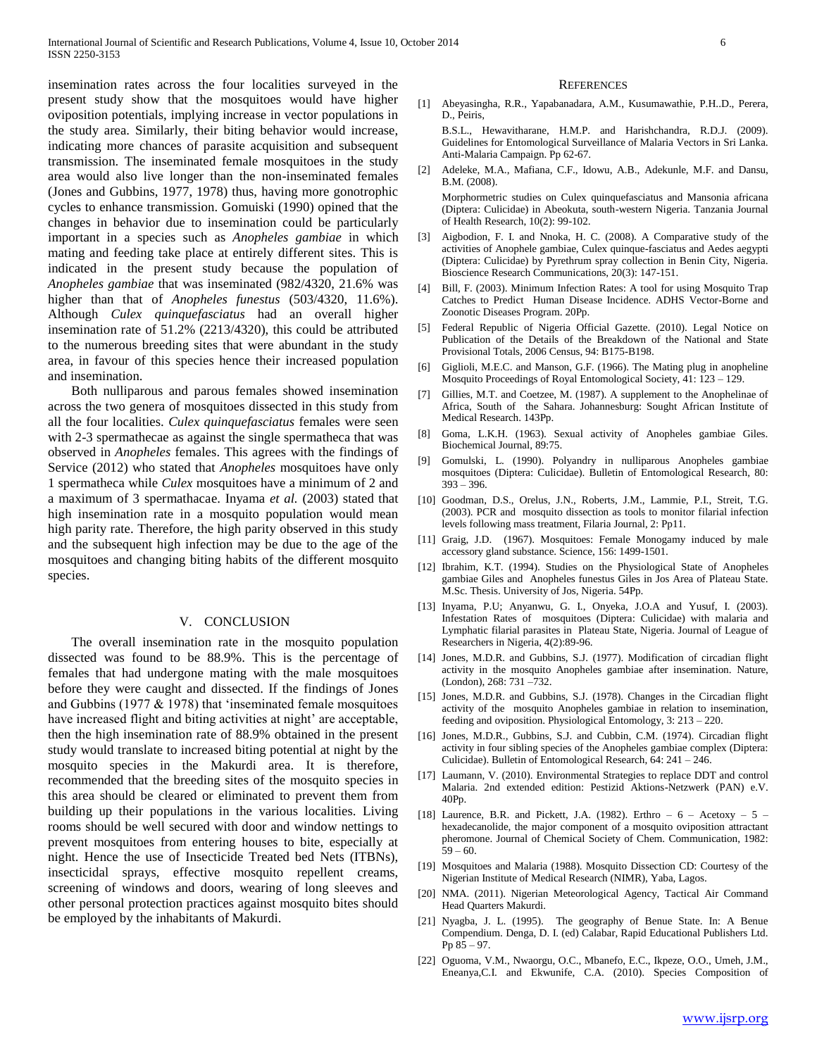insemination rates across the four localities surveyed in the present study show that the mosquitoes would have higher oviposition potentials, implying increase in vector populations in the study area. Similarly, their biting behavior would increase, indicating more chances of parasite acquisition and subsequent transmission. The inseminated female mosquitoes in the study area would also live longer than the non-inseminated females (Jones and Gubbins, 1977, 1978) thus, having more gonotrophic cycles to enhance transmission. Gomuiski (1990) opined that the changes in behavior due to insemination could be particularly important in a species such as *Anopheles gambiae* in which mating and feeding take place at entirely different sites. This is indicated in the present study because the population of *Anopheles gambiae* that was inseminated (982/4320, 21.6% was higher than that of *Anopheles funestus* (503/4320, 11.6%). Although *Culex quinquefasciatus* had an overall higher insemination rate of 51.2% (2213/4320), this could be attributed to the numerous breeding sites that were abundant in the study area, in favour of this species hence their increased population and insemination.

Both nulliparous and parous females showed insemination across the two genera of mosquitoes dissected in this study from all the four localities. *Culex quinquefasciatus* females were seen with 2-3 spermathecae as against the single spermatheca that was observed in *Anopheles* females. This agrees with the findings of Service (2012) who stated that *Anopheles* mosquitoes have only 1 spermatheca while *Culex* mosquitoes have a minimum of 2 and a maximum of 3 spermathacae. Inyama *et al.* (2003) stated that high insemination rate in a mosquito population would mean high parity rate. Therefore, the high parity observed in this study and the subsequent high infection may be due to the age of the mosquitoes and changing biting habits of the different mosquito species.

## V. Conclusion

The overall insemination rate in the mosquito population dissected was found to be 88.9%. This is the percentage of females that had undergone mating with the male mosquitoes before they were caught and dissected. If the findings of Jones and Gubbins (1977 & 1978) that 'inseminated female mosquitoes have increased flight and biting activities at night' are acceptable, then the high insemination rate of 88.9% obtained in the present study would translate to increased biting potential at night by the mosquito species in the Makurdi area. It is therefore, recommended that the breeding sites of the mosquito species in this area should be cleared or eliminated to prevent them from building up their populations in the various localities. Living rooms should be well secured with door and window nettings to prevent mosquitoes from entering houses to bite, especially at night. Hence the use of Insecticide Treated bed Nets (ITBNs), insecticidal sprays, effective mosquito repellent creams, screening of windows and doors, wearing of long sleeves and other personal protection practices against mosquito bites should be employed by the inhabitants of Makurdi.

## References

[1] Abeyasingha, R.R., Yapabanadara, A.M., Kusumawathie, P.H..D., Perera, D., Peiris, B.S.L., Hewavitharane, H.M.P. and Harishchandra, R.D.J. (2009). Guidelines for Entomological Surveillance of Malaria Vectors in Sri Lanka. Anti-Malaria Campaign. Pp 62-67.

[2] Adeleke, M.A., Mafiana, C.F., Idowu, A.B., Adekunle, M.F. and Dansu, B.M. (2008). Morphormetric studies on Culex quinquefasciatus and Mansonia africana (Diptera: Culicidae) in Abeokuta, south-western Nigeria. Tanzania Journal of Health Research, 10(2): 99-102.

[3] Aigbodion, F. I. and Nnoka, H. C. (2008). A Comparative study of the activities of Anophele gambiae, Culex quinque-fasciatus and Aedes aegypti (Diptera: Culicidae) by Pyrethrum spray collection in Benin City, Nigeria. Bioscience Research Communications, 20(3): 147-151.

[4] Bill, F. (2003). Minimum Infection Rates: A tool for using Mosquito Trap Catches to Predict Human Disease Incidence. ADHS Vector-Borne and Zoonotic Diseases Program. 20Pp.

[5] Federal Republic of Nigeria Official Gazette. (2010). Legal Notice on Publication of the Details of the Breakdown of the National and State Provisional Totals, 2006 Census, 94: B175-B198.

[6] Giglioli, M.E.C. and Manson, G.F. (1966). The Mating plug in anopheline Mosquito Proceedings of Royal Entomological Society, 41: 123 – 129.

[7] Gillies, M.T. and Coetzee, M. (1987). A supplement to the Anophelinae of Africa, South of the Sahara. Johannesburg: Sought African Institute of Medical Research. 143Pp.

[8] Goma, L.K.H. (1963). Sexual activity of Anopheles gambiae Giles. Biochemical Journal, 89:75.

[9] Gomulski, L. (1990). Polyandry in nulliparous Anopheles gambiae mosquitoes (Diptera: Culicidae). Bulletin of Entomological Research, 80: 393 – 396.

[10] Goodman, D.S., Orelus, J.N., Roberts, J.M., Lammie, P.I., Streit, T.G. (2003). PCR and mosquito dissection as tools to monitor filarial infection levels following mass treatment, Filaria Journal, 2: Pp11.

[11] Graig, J.D. (1967). Mosquitoes: Female Monogamy induced by male accessory gland substance. Science, 156: 1499-1501.

[12] Ibrahim, K.T. (1994). Studies on the Physiological State of Anopheles gambiae Giles and Anopheles funestus Giles in Jos Area of Plateau State. M.Sc. Thesis. University of Jos, Nigeria. 54Pp.

[13] Inyama, P.U; Anyanwu, G. I., Onyeka, J.O.A and Yusuf, I. (2003). Infestation Rates of mosquitoes (Diptera: Culicidae) with malaria and Lymphatic filarial parasites in Plateau State, Nigeria. Journal of League of Researchers in Nigeria, 4(2):89-96.

[14] Jones, M.D.R. and Gubbins, S.J. (1977). Modification of circadian flight activity in the mosquito Anopheles gambiae after insemination. Nature, (London), 268: 731 –732.

[15] Jones, M.D.R. and Gubbins, S.J. (1978). Changes in the Circadian flight activity of the mosquito Anopheles gambiae in relation to insemination, feeding and oviposition. Physiological Entomology, 3: 213 – 220.

[16] Jones, M.D.R., Gubbins, S.J. and Cubbin, C.M. (1974). Circadian flight activity in four sibling species of the Anopheles gambiae complex (Diptera: Culicidae). Bulletin of Entomological Research, 64: 241 – 246.

[17] Laumann, V. (2010). Environmental Strategies to replace DDT and control Malaria. 2nd extended edition: Pestizid Aktions-Netzwerk (PAN) e.V. 40Pp.

[18] Laurence, B.R. and Pickett, J.A. (1982). Erthro – 6 – Acetoxy – 5 – hexadecanolide, the major component of a mosquito oviposition attractant pheromone. Journal of Chemical Society of Chem. Communication, 1982: 59 – 60.

[19] Mosquitoes and Malaria (1988). Mosquito Dissection CD: Courtesy of the Nigerian Institute of Medical Research (NIMR), Yaba, Lagos.

[20] NMA. (2011). Nigerian Meteorological Agency, Tactical Air Command Head Quarters Makurdi.

[21] Nyagba, J. L. (1995). The geography of Benue State. In: A Benue Compendium. Denga, D. I. (ed) Calabar, Rapid Educational Publishers Ltd. Pp 85 – 97.

[22] Oguoma, V.M., Nwaorgu, O.C., Mbanefo, E.C., Ikpeze, O.O., Umeh, J.M., Eneanya,C.I. and Ekwunife, C.A. (2010). Species Composition of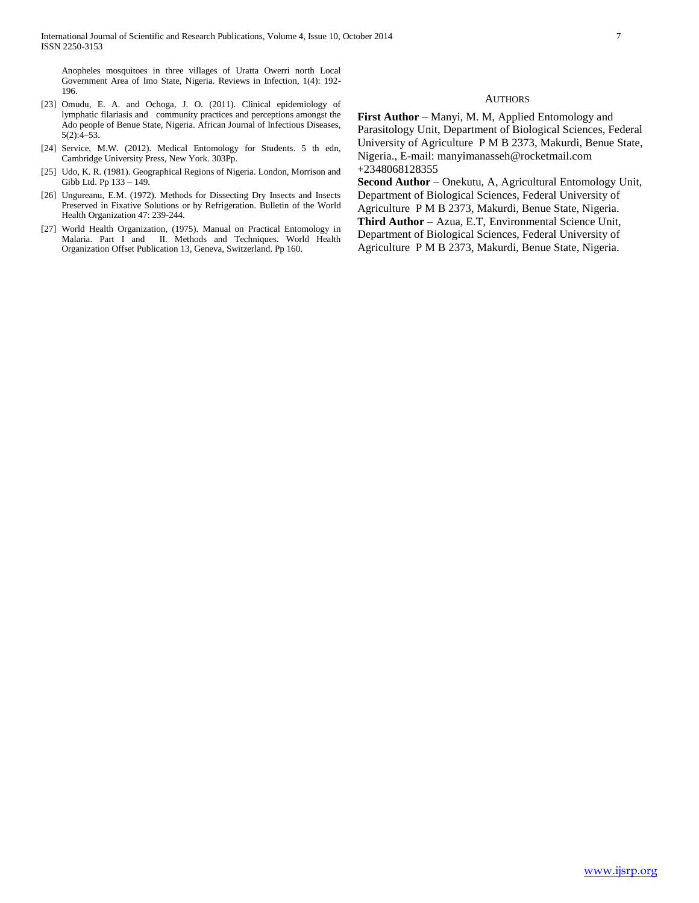Anopheles mosquitoes in three villages of Uratta Owerri north Local Government Area of Imo State, Nigeria. Reviews in Infection, 1(4): 192-196.

[23] Omudu, E. A. and Ochoga, J. O. (2011). Clinical epidemiology of lymphatic filariasis and community practices and perceptions amongst the Ado people of Benue State, Nigeria. African Journal of Infectious Diseases, 5(2):4–53.

[24] Service, M.W. (2012). Medical Entomology for Students. 5 th edn, Cambridge University Press, New York. 303Pp.

[25] Udo, K. R. (1981). Geographical Regions of Nigeria. London, Morrison and Gibb Ltd. Pp 133 – 149.

[26] Ungureanu, E.M. (1972). Methods for Dissecting Dry Insects and Insects Preserved in Fixative Solutions or by Refrigeration. Bulletin of the World Health Organization 47: 239-244.

[27] World Health Organization, (1975). Manual on Practical Entomology in Malaria. Part I and II. Methods and Techniques. World Health Organization Offset Publication 13, Geneva, Switzerland. Pp 160.

## Authors

**First Author** – Manyi, M. M, Applied Entomology and Parasitology Unit, Department of Biological Sciences, Federal University of Agriculture P M B 2373, Makurdi, Benue State, Nigeria., E-mail: manyimanasseh@rocketmail.com +2348068128355

**Second Author** – Onekutu, A, Agricultural Entomology Unit, Department of Biological Sciences, Federal University of Agriculture P M B 2373, Makurdi, Benue State, Nigeria.

**Third Author** – Azua, E.T, Environmental Science Unit, Department of Biological Sciences, Federal University of Agriculture P M B 2373, Makurdi, Benue State, Nigeria.